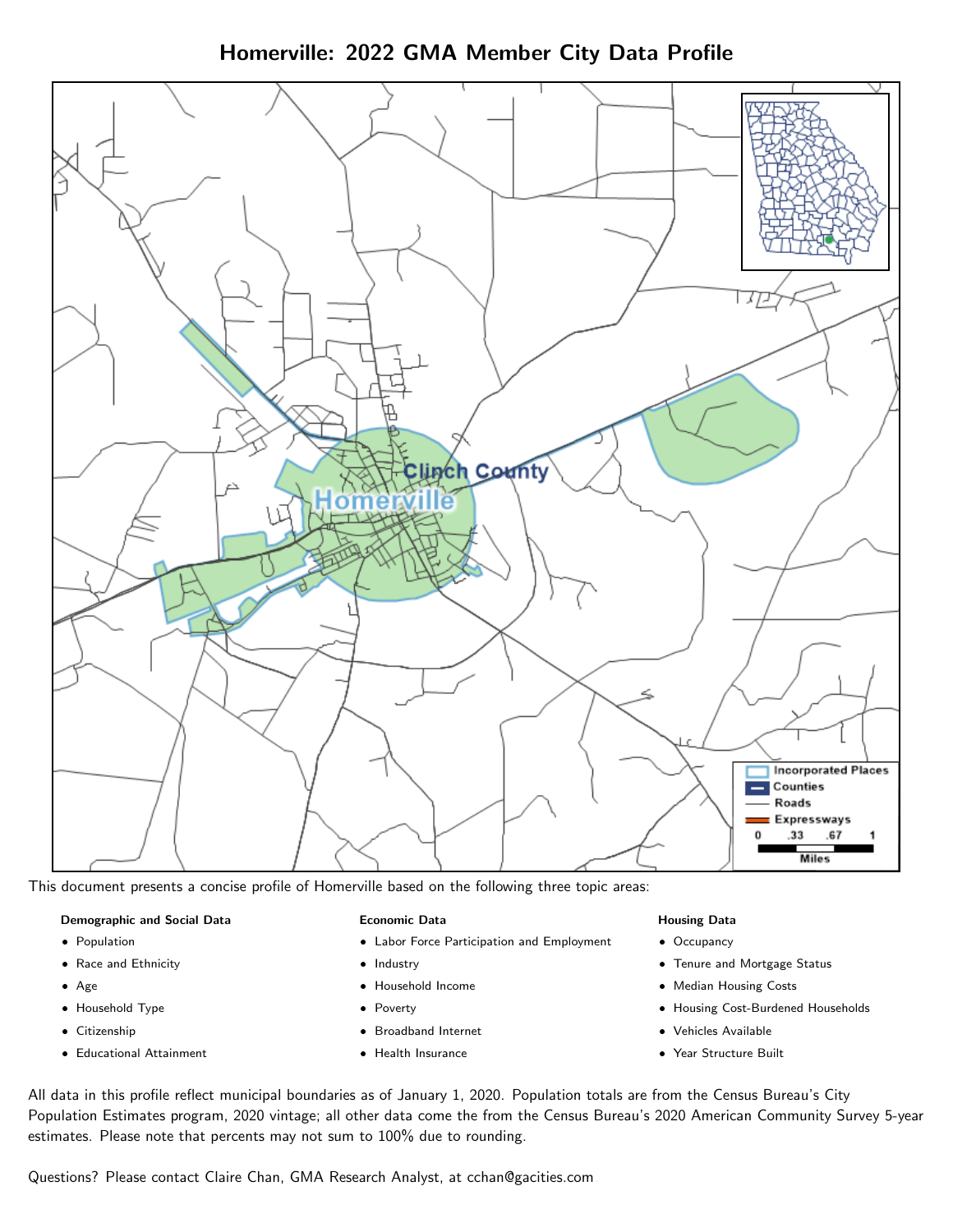# Homerville: 2022 GMA Member City Data Profile

This document presents a concise profile of Homerville based on the following three topic areas:

**Demographic and Social Data**

- Population
- Race and Ethnicity
- Age
- Household Type
- Citizenship
- Educational Attainment

**Economic Data**

- Labor Force Participation and Employment
- Industry
- Household Income
- Poverty
- Broadband Internet
- Health Insurance

**Housing Data**

- Occupancy
- Tenure and Mortgage Status
- Median Housing Costs
- Housing Cost-Burdened Households
- Vehicles Available
- Year Structure Built

All data in this profile reflect municipal boundaries as of January 1, 2020. Population totals are from the Census Bureau's City Population Estimates program, 2020 vintage; all other data come the from the Census Bureau's 2020 American Community Survey 5-year estimates. Please note that percents may not sum to 100% due to rounding.

Questions? Please contact Claire Chan, GMA Research Analyst, at cchan@gacities.com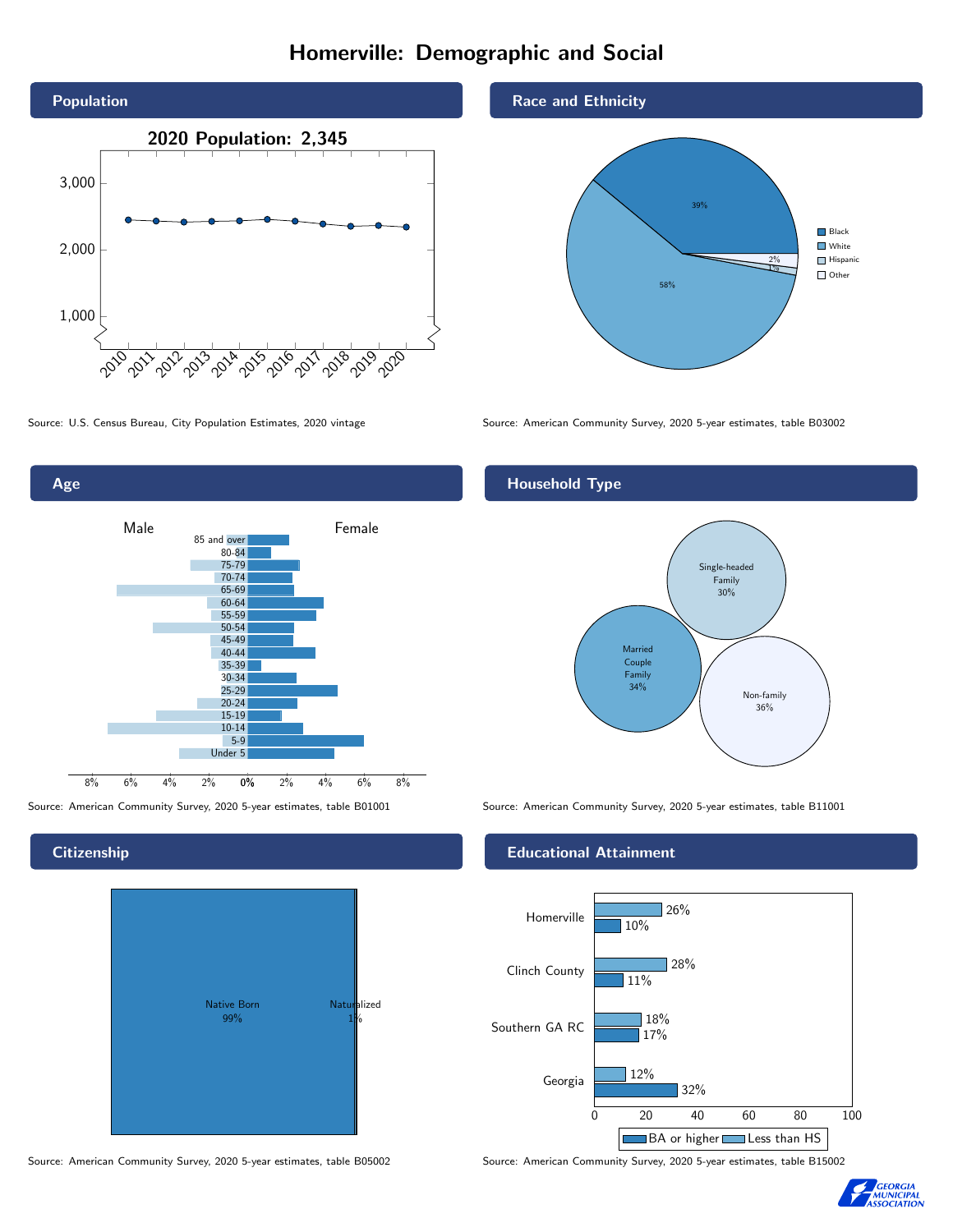# Homerville: Demographic and Social

## Population

2020 Population: 2,345

3,000
2,000
1,000

2010 2011 2012 2013 2014 2015 2016 2017 2018 2019 2020

Source: U.S. Census Bureau, City Population Estimates, 2020 vintage

## Race and Ethnicity

39%
58%
2%
1%

Black
White
Hispanic
Other

Source: American Community Survey, 2020 5-year estimates, table B03002

## Age

Male
Female

85 and over
80-84
75-79
70-74
65-69
60-64
55-59
50-54
45-49
40-44
35-39
30-34
25-29
20-24
15-19
10-14
5-9
Under 5

8% 6% 4% 2% 0% 2% 4% 6% 8%

Source: American Community Survey, 2020 5-year estimates, table B01001

## Household Type

Single-headed Family 30%

Married Couple Family 34%

Non-family 36%

Source: American Community Survey, 2020 5-year estimates, table B11001

## Citizenship

Native Born 99%

Naturalized 1%

Source: American Community Survey, 2020 5-year estimates, table B05002

## Educational Attainment

Homerville
26%
10%

Clinch County
28%
11%

Southern GA RC
18%
17%

Georgia
12%
32%

0 20 40 60 80 100

BA or higher
Less than HS

Source: American Community Survey, 2020 5-year estimates, table B15002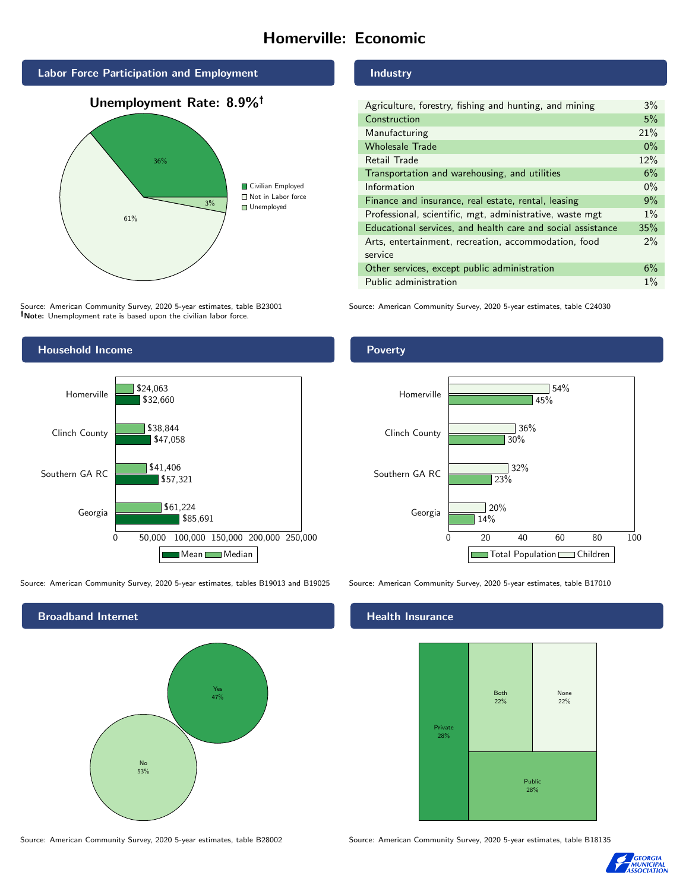# Homerville: Economic

## Labor Force Participation and Employment

Unemployment Rate: 8.9%†

36%
3%
61%

Civilian Employed
Not in Labor force
Unemployed

Source: American Community Survey, 2020 5-year estimates, table B23001
†Note: Unemployment rate is based upon the civilian labor force.

## Industry

| | |
|---|---|
| Agriculture, forestry, fishing and hunting, and mining | 3% |
| Construction | 5% |
| Manufacturing | 21% |
| Wholesale Trade | 0% |
| Retail Trade | 12% |
| Transportation and warehousing, and utilities | 6% |
| Information | 0% |
| Finance and insurance, real estate, rental, leasing | 9% |
| Professional, scientific, mgt, administrative, waste mgt | 1% |
| Educational services, and health care and social assistance | 35% |
| Arts, entertainment, recreation, accommodation, food service | 2% |
| Other services, except public administration | 6% |
| Public administration | 1% |

Source: American Community Survey, 2020 5-year estimates, table C24030

## Household Income

Homerville: $24,063, $32,660
Clinch County: $38,844, $47,058
Southern GA RC: $41,406, $57,321
Georgia: $61,224, $85,691

0, 50,000, 100,000, 150,000, 200,000, 250,000

Mean, Median

Source: American Community Survey, 2020 5-year estimates, tables B19013 and B19025

## Poverty

Homerville: 54%, 45%
Clinch County: 36%, 30%
Southern GA RC: 32%, 23%
Georgia: 20%, 14%

0, 20, 40, 60, 80, 100

Total Population, Children

Source: American Community Survey, 2020 5-year estimates, table B17010

## Broadband Internet

Yes 47%
No 53%

Source: American Community Survey, 2020 5-year estimates, table B28002

## Health Insurance

Private 28%
Both 22%
None 22%
Public 28%

Source: American Community Survey, 2020 5-year estimates, table B18135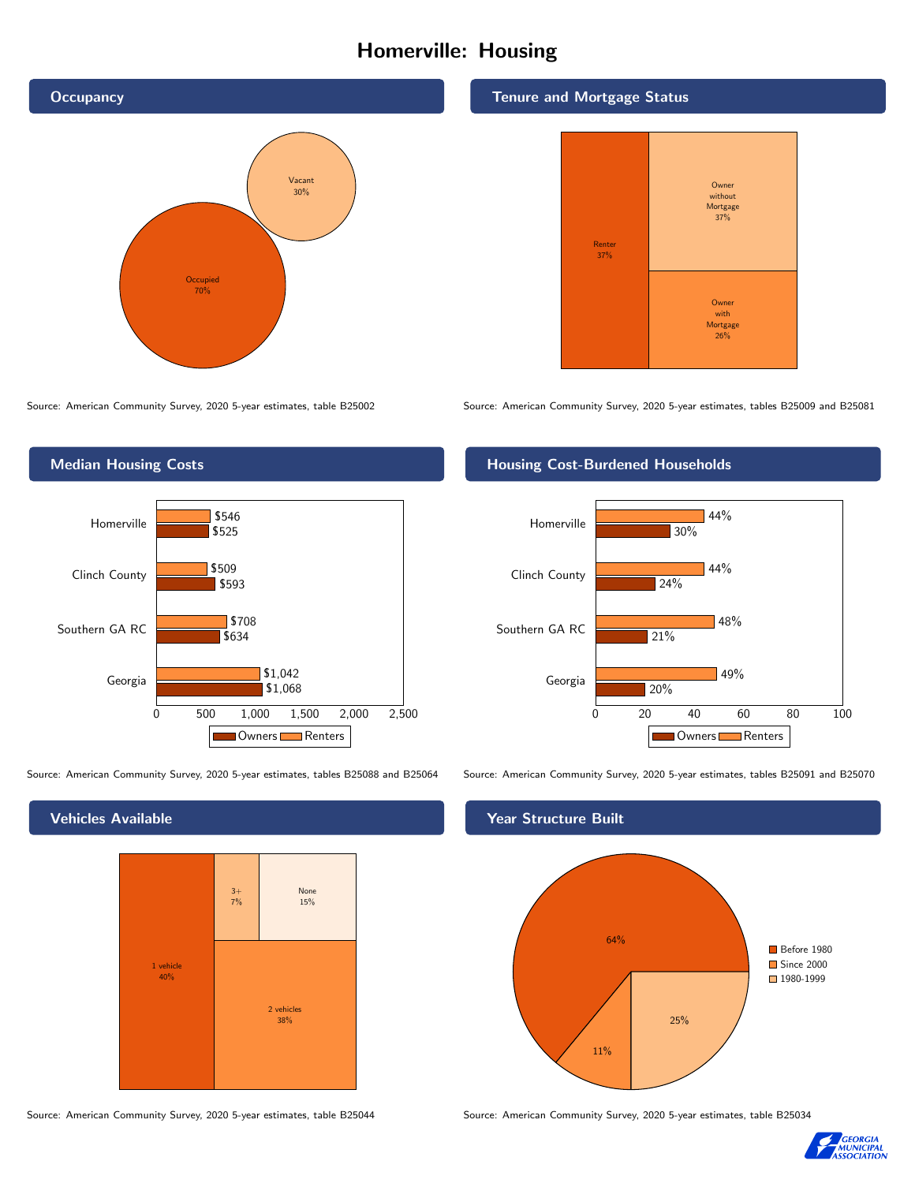# Homerville: Housing

## Occupancy

Vacant
30%

Occupied
70%

Source: American Community Survey, 2020 5-year estimates, table B25002

## Tenure and Mortgage Status

Renter
37%

Owner
without
Mortgage
37%

Owner
with
Mortgage
26%

Source: American Community Survey, 2020 5-year estimates, tables B25009 and B25081

## Median Housing Costs

Homerville
$546
$525

Clinch County
$509
$593

Southern GA RC
$708
$634

Georgia
$1,042
$1,068

0 500 1,000 1,500 2,000 2,500

Owners Renters

Source: American Community Survey, 2020 5-year estimates, tables B25088 and B25064

## Housing Cost-Burdened Households

Homerville
44%
30%

Clinch County
44%
24%

Southern GA RC
48%
21%

Georgia
49%
20%

0 20 40 60 80 100

Owners Renters

Source: American Community Survey, 2020 5-year estimates, tables B25091 and B25070

## Vehicles Available

1 vehicle
40%

3+
7%

None
15%

2 vehicles
38%

Source: American Community Survey, 2020 5-year estimates, table B25044

## Year Structure Built

64%

11%

25%

Before 1980
Since 2000
1980-1999

Source: American Community Survey, 2020 5-year estimates, table B25034